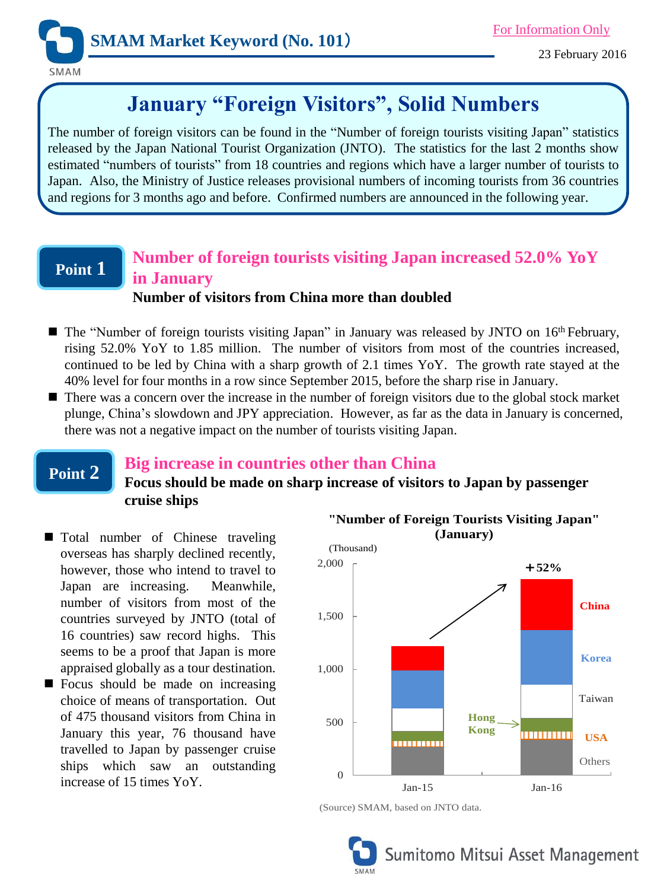SMAM Market Keyword (No. 101)

For Information Only

23 February 2016

# January "Foreign Visitors", Solid Numbers

The number of foreign visitors can be found in the "Number of foreign tourists visiting Japan" statistics released by the Japan National Tourist Organization (JNTO). The statistics for the last 2 months show estimated "numbers of tourists" from 18 countries and regions which have a larger number of tourists to Japan. Also, the Ministry of Justice releases provisional numbers of incoming tourists from 36 countries and regions for 3 months ago and before. Confirmed numbers are announced in the following year.

## Point 1 Number of foreign tourists visiting Japan increased 52.0% YoY in January

**Number of visitors from China more than doubled**

- The "Number of foreign tourists visiting Japan" in January was released by JNTO on 16th February, rising 52.0% YoY to 1.85 million. The number of visitors from most of the countries increased, continued to be led by China with a sharp growth of 2.1 times YoY. The growth rate stayed at the 40% level for four months in a row since September 2015, before the sharp rise in January.
- There was a concern over the increase in the number of foreign visitors due to the global stock market plunge, China's slowdown and JPY appreciation. However, as far as the data in January is concerned, there was not a negative impact on the number of tourists visiting Japan.

## Point 2 Big increase in countries other than China

**Focus should be made on sharp increase of visitors to Japan by passenger cruise ships**

- Total number of Chinese traveling overseas has sharply declined recently, however, those who intend to travel to Japan are increasing. Meanwhile, number of visitors from most of the countries surveyed by JNTO (total of 16 countries) saw record highs. This seems to be a proof that Japan is more appraised globally as a tour destination.
- Focus should be made on increasing choice of means of transportation. Out of 475 thousand visitors from China in January this year, 76 thousand have travelled to Japan by passenger cruise ships which saw an outstanding increase of 15 times YoY.

**"Number of Foreign Tourists Visiting Japan" (January)**

(Thousand)

Stacked bar chart: Jan-15 vs Jan-16 (+52%), segments: China, Korea, Taiwan, Hong Kong, USA, Others. Y-axis: 0, 500, 1,000, 1,500, 2,000.

(Source) SMAM, based on JNTO data.

Sumitomo Mitsui Asset Management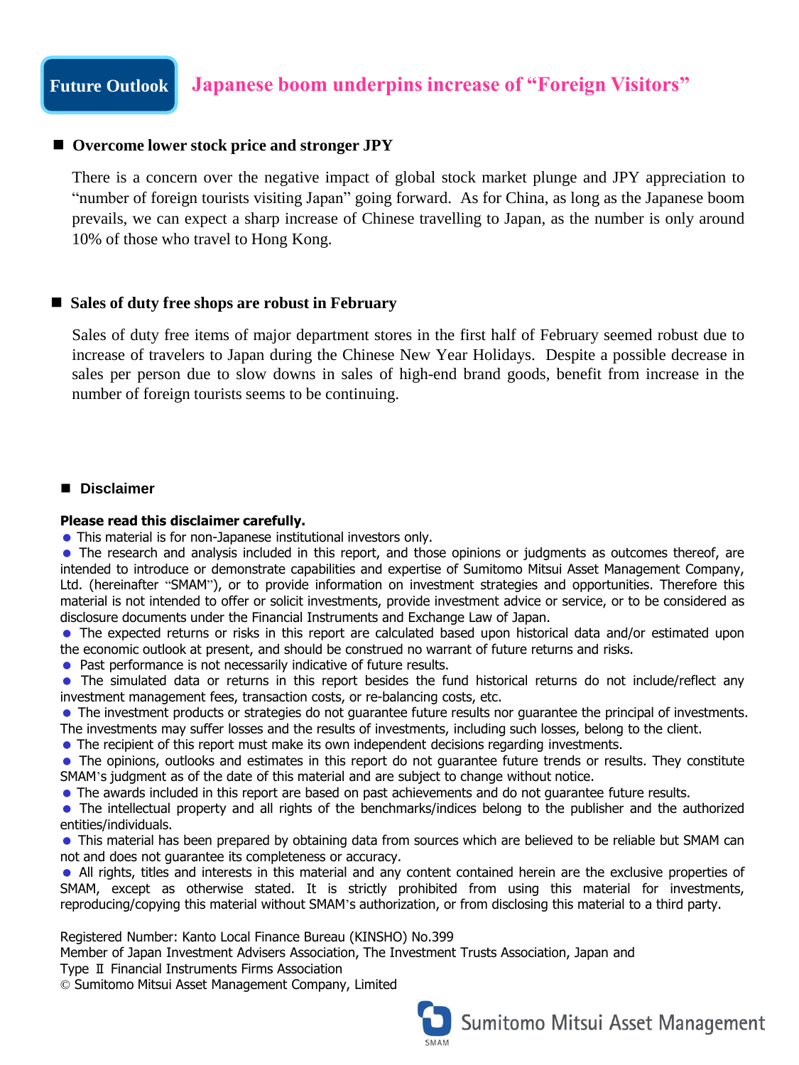**Future Outlook** **Japanese boom underpins increase of "Foreign Visitors"**

## ■ Overcome lower stock price and stronger JPY

There is a concern over the negative impact of global stock market plunge and JPY appreciation to "number of foreign tourists visiting Japan" going forward. As for China, as long as the Japanese boom prevails, we can expect a sharp increase of Chinese travelling to Japan, as the number is only around 10% of those who travel to Hong Kong.

## ■ Sales of duty free shops are robust in February

Sales of duty free items of major department stores in the first half of February seemed robust due to increase of travelers to Japan during the Chinese New Year Holidays. Despite a possible decrease in sales per person due to slow downs in sales of high-end brand goods, benefit from increase in the number of foreign tourists seems to be continuing.

## ■ Disclaimer

**Please read this disclaimer carefully.**

- This material is for non-Japanese institutional investors only.
- The research and analysis included in this report, and those opinions or judgments as outcomes thereof, are intended to introduce or demonstrate capabilities and expertise of Sumitomo Mitsui Asset Management Company, Ltd. (hereinafter "SMAM"), or to provide information on investment strategies and opportunities. Therefore this material is not intended to offer or solicit investments, provide investment advice or service, or to be considered as disclosure documents under the Financial Instruments and Exchange Law of Japan.
- The expected returns or risks in this report are calculated based upon historical data and/or estimated upon the economic outlook at present, and should be construed no warrant of future returns and risks.
- Past performance is not necessarily indicative of future results.
- The simulated data or returns in this report besides the fund historical returns do not include/reflect any investment management fees, transaction costs, or re-balancing costs, etc.
- The investment products or strategies do not guarantee future results nor guarantee the principal of investments. The investments may suffer losses and the results of investments, including such losses, belong to the client.
- The recipient of this report must make its own independent decisions regarding investments.
- The opinions, outlooks and estimates in this report do not guarantee future trends or results. They constitute SMAM's judgment as of the date of this material and are subject to change without notice.
- The awards included in this report are based on past achievements and do not guarantee future results.
- The intellectual property and all rights of the benchmarks/indices belong to the publisher and the authorized entities/individuals.
- This material has been prepared by obtaining data from sources which are believed to be reliable but SMAM can not and does not guarantee its completeness or accuracy.
- All rights, titles and interests in this material and any content contained herein are the exclusive properties of SMAM, except as otherwise stated. It is strictly prohibited from using this material for investments, reproducing/copying this material without SMAM's authorization, or from disclosing this material to a third party.

Registered Number: Kanto Local Finance Bureau (KINSHO) No.399
Member of Japan Investment Advisers Association, The Investment Trusts Association, Japan and Type Ⅱ Financial Instruments Firms Association
© Sumitomo Mitsui Asset Management Company, Limited

Sumitomo Mitsui Asset Management